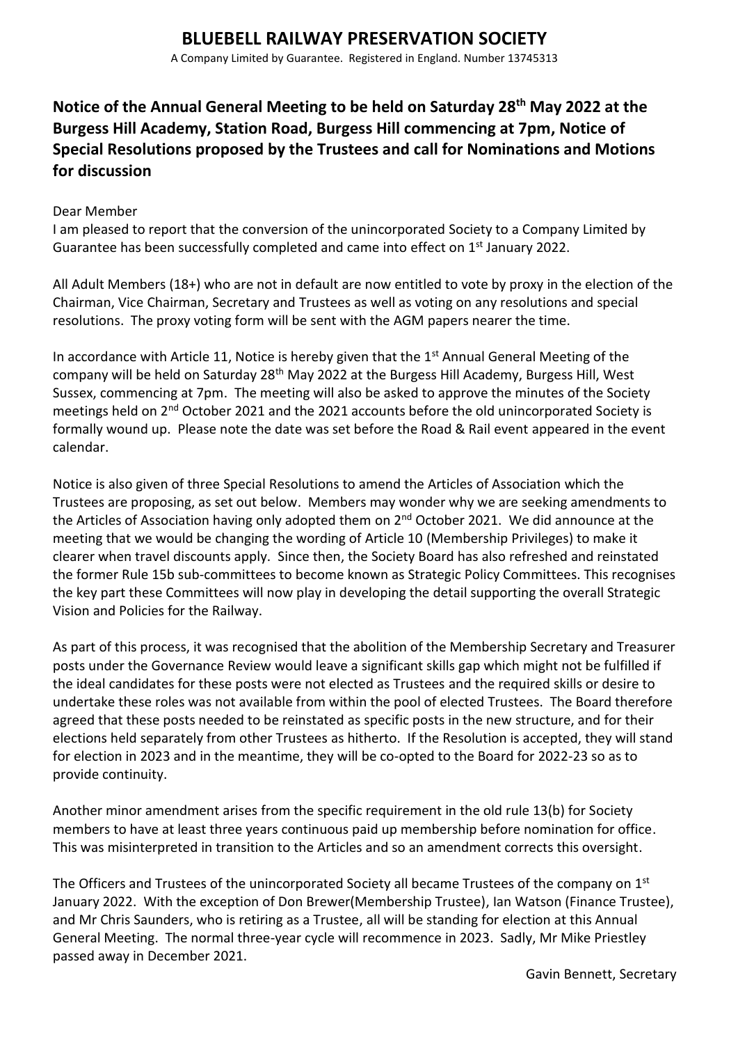# BLUEBELL RAILWAY PRESERVATION SOCIETY

A Company Limited by Guarantee. Registered in England. Number 13745313

## Notice of the Annual General Meeting to be held on Saturday 28th May 2022 at the Burgess Hill Academy, Station Road, Burgess Hill commencing at 7pm, Notice of Special Resolutions proposed by the Trustees and call for Nominations and Motions for discussion

Dear Member

I am pleased to report that the conversion of the unincorporated Society to a Company Limited by Guarantee has been successfully completed and came into effect on 1st January 2022.

All Adult Members (18+) who are not in default are now entitled to vote by proxy in the election of the Chairman, Vice Chairman, Secretary and Trustees as well as voting on any resolutions and special resolutions. The proxy voting form will be sent with the AGM papers nearer the time.

In accordance with Article 11, Notice is hereby given that the 1st Annual General Meeting of the company will be held on Saturday 28th May 2022 at the Burgess Hill Academy, Burgess Hill, West Sussex, commencing at 7pm. The meeting will also be asked to approve the minutes of the Society meetings held on 2nd October 2021 and the 2021 accounts before the old unincorporated Society is formally wound up. Please note the date was set before the Road & Rail event appeared in the event calendar.

Notice is also given of three Special Resolutions to amend the Articles of Association which the Trustees are proposing, as set out below. Members may wonder why we are seeking amendments to the Articles of Association having only adopted them on 2nd October 2021. We did announce at the meeting that we would be changing the wording of Article 10 (Membership Privileges) to make it clearer when travel discounts apply. Since then, the Society Board has also refreshed and reinstated the former Rule 15b sub-committees to become known as Strategic Policy Committees. This recognises the key part these Committees will now play in developing the detail supporting the overall Strategic Vision and Policies for the Railway.

As part of this process, it was recognised that the abolition of the Membership Secretary and Treasurer posts under the Governance Review would leave a significant skills gap which might not be fulfilled if the ideal candidates for these posts were not elected as Trustees and the required skills or desire to undertake these roles was not available from within the pool of elected Trustees. The Board therefore agreed that these posts needed to be reinstated as specific posts in the new structure, and for their elections held separately from other Trustees as hitherto. If the Resolution is accepted, they will stand for election in 2023 and in the meantime, they will be co-opted to the Board for 2022-23 so as to provide continuity.

Another minor amendment arises from the specific requirement in the old rule 13(b) for Society members to have at least three years continuous paid up membership before nomination for office. This was misinterpreted in transition to the Articles and so an amendment corrects this oversight.

The Officers and Trustees of the unincorporated Society all became Trustees of the company on 1st January 2022. With the exception of Don Brewer(Membership Trustee), Ian Watson (Finance Trustee), and Mr Chris Saunders, who is retiring as a Trustee, all will be standing for election at this Annual General Meeting. The normal three-year cycle will recommence in 2023. Sadly, Mr Mike Priestley passed away in December 2021.

Gavin Bennett, Secretary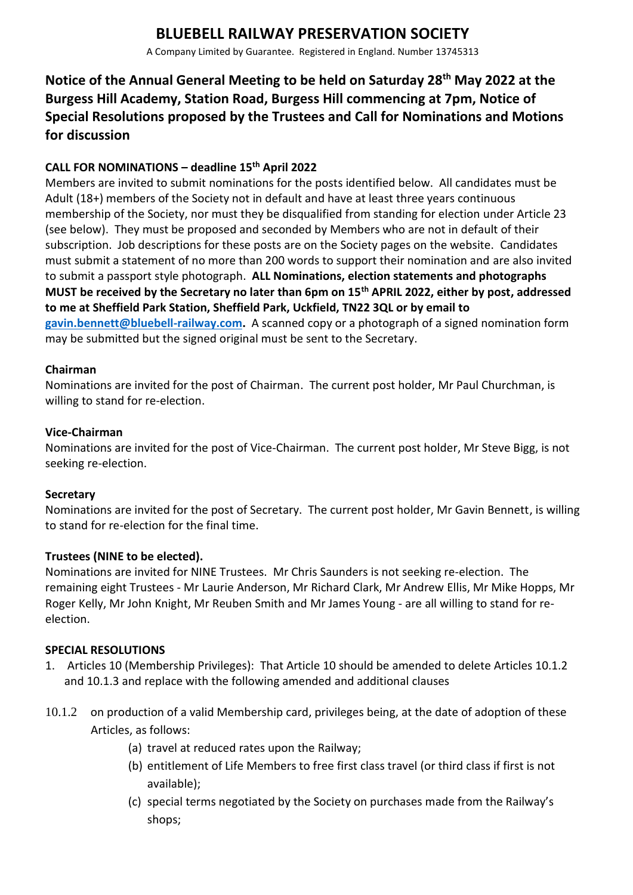# BLUEBELL RAILWAY PRESERVATION SOCIETY

A Company Limited by Guarantee. Registered in England. Number 13745313

## Notice of the Annual General Meeting to be held on Saturday 28th May 2022 at the Burgess Hill Academy, Station Road, Burgess Hill commencing at 7pm, Notice of Special Resolutions proposed by the Trustees and Call for Nominations and Motions for discussion

### CALL FOR NOMINATIONS – deadline 15th April 2022

Members are invited to submit nominations for the posts identified below. All candidates must be Adult (18+) members of the Society not in default and have at least three years continuous membership of the Society, nor must they be disqualified from standing for election under Article 23 (see below). They must be proposed and seconded by Members who are not in default of their subscription. Job descriptions for these posts are on the Society pages on the website. Candidates must submit a statement of no more than 200 words to support their nomination and are also invited to submit a passport style photograph. **ALL Nominations, election statements and photographs MUST be received by the Secretary no later than 6pm on 15th APRIL 2022, either by post, addressed to me at Sheffield Park Station, Sheffield Park, Uckfield, TN22 3QL or by email to gavin.bennett@bluebell-railway.com.** A scanned copy or a photograph of a signed nomination form may be submitted but the signed original must be sent to the Secretary.

**Chairman**

Nominations are invited for the post of Chairman. The current post holder, Mr Paul Churchman, is willing to stand for re-election.

**Vice-Chairman**

Nominations are invited for the post of Vice-Chairman. The current post holder, Mr Steve Bigg, is not seeking re-election.

**Secretary**

Nominations are invited for the post of Secretary. The current post holder, Mr Gavin Bennett, is willing to stand for re-election for the final time.

**Trustees (NINE to be elected).**

Nominations are invited for NINE Trustees. Mr Chris Saunders is not seeking re-election. The remaining eight Trustees - Mr Laurie Anderson, Mr Richard Clark, Mr Andrew Ellis, Mr Mike Hopps, Mr Roger Kelly, Mr John Knight, Mr Reuben Smith and Mr James Young - are all willing to stand for re-election.

### SPECIAL RESOLUTIONS

1. Articles 10 (Membership Privileges): That Article 10 should be amended to delete Articles 10.1.2 and 10.1.3 and replace with the following amended and additional clauses

10.1.2 on production of a valid Membership card, privileges being, at the date of adoption of these Articles, as follows:

(a) travel at reduced rates upon the Railway;

(b) entitlement of Life Members to free first class travel (or third class if first is not available);

(c) special terms negotiated by the Society on purchases made from the Railway's shops;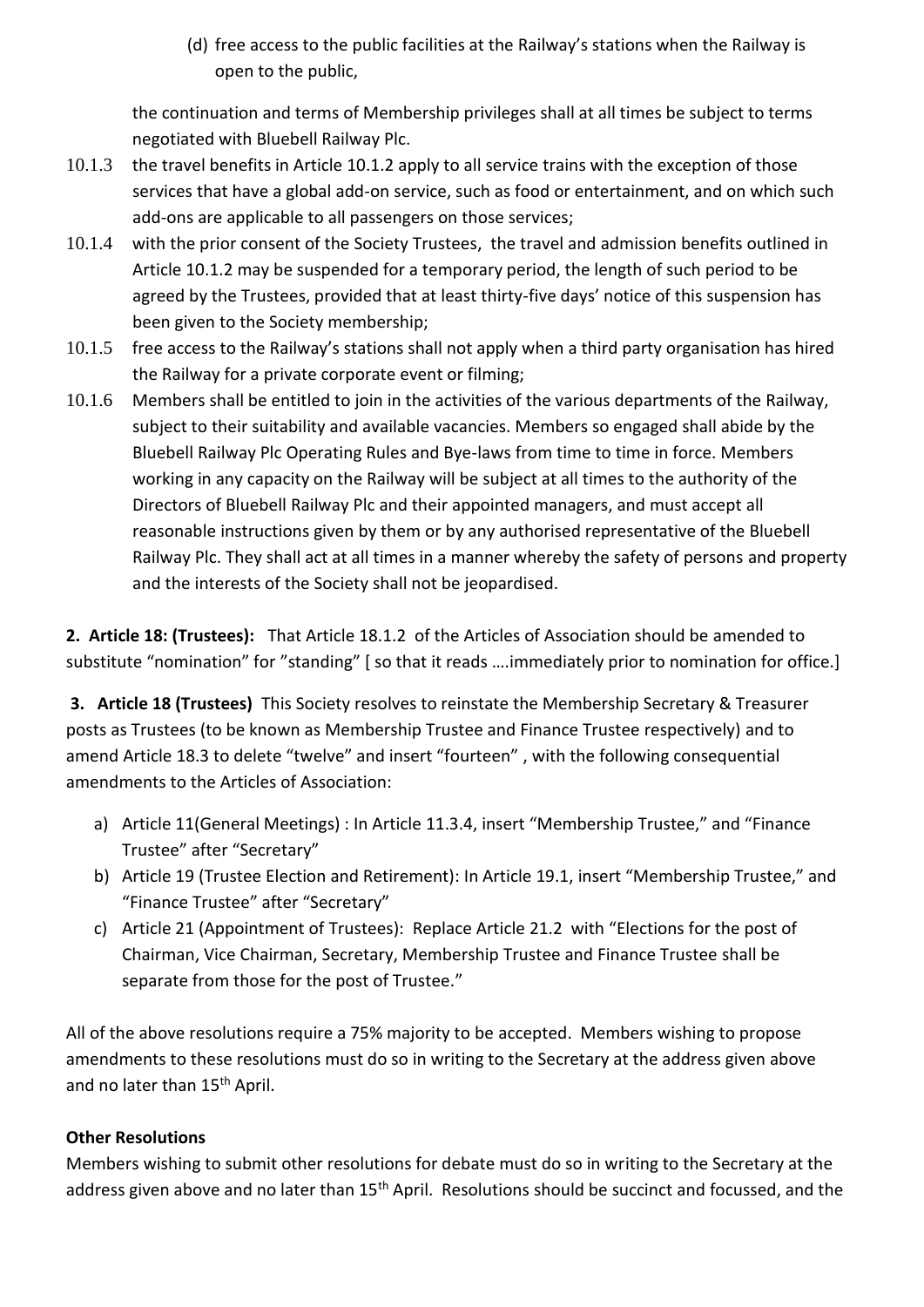(d) free access to the public facilities at the Railway's stations when the Railway is open to the public,

the continuation and terms of Membership privileges shall at all times be subject to terms negotiated with Bluebell Railway Plc.

10.1.3 the travel benefits in Article 10.1.2 apply to all service trains with the exception of those services that have a global add-on service, such as food or entertainment, and on which such add-ons are applicable to all passengers on those services;

10.1.4 with the prior consent of the Society Trustees, the travel and admission benefits outlined in Article 10.1.2 may be suspended for a temporary period, the length of such period to be agreed by the Trustees, provided that at least thirty-five days' notice of this suspension has been given to the Society membership;

10.1.5 free access to the Railway's stations shall not apply when a third party organisation has hired the Railway for a private corporate event or filming;

10.1.6 Members shall be entitled to join in the activities of the various departments of the Railway, subject to their suitability and available vacancies. Members so engaged shall abide by the Bluebell Railway Plc Operating Rules and Bye-laws from time to time in force. Members working in any capacity on the Railway will be subject at all times to the authority of the Directors of Bluebell Railway Plc and their appointed managers, and must accept all reasonable instructions given by them or by any authorised representative of the Bluebell Railway Plc. They shall act at all times in a manner whereby the safety of persons and property and the interests of the Society shall not be jeopardised.

**2. Article 18: (Trustees):** That Article 18.1.2 of the Articles of Association should be amended to substitute "nomination" for "standing" [ so that it reads ….immediately prior to nomination for office.]

**3. Article 18 (Trustees)** This Society resolves to reinstate the Membership Secretary & Treasurer posts as Trustees (to be known as Membership Trustee and Finance Trustee respectively) and to amend Article 18.3 to delete "twelve" and insert "fourteen" , with the following consequential amendments to the Articles of Association:

a) Article 11(General Meetings) : In Article 11.3.4, insert "Membership Trustee," and "Finance Trustee" after "Secretary"
b) Article 19 (Trustee Election and Retirement): In Article 19.1, insert "Membership Trustee," and "Finance Trustee" after "Secretary"
c) Article 21 (Appointment of Trustees): Replace Article 21.2 with "Elections for the post of Chairman, Vice Chairman, Secretary, Membership Trustee and Finance Trustee shall be separate from those for the post of Trustee."

All of the above resolutions require a 75% majority to be accepted. Members wishing to propose amendments to these resolutions must do so in writing to the Secretary at the address given above and no later than 15th April.

**Other Resolutions**

Members wishing to submit other resolutions for debate must do so in writing to the Secretary at the address given above and no later than 15th April. Resolutions should be succinct and focussed, and the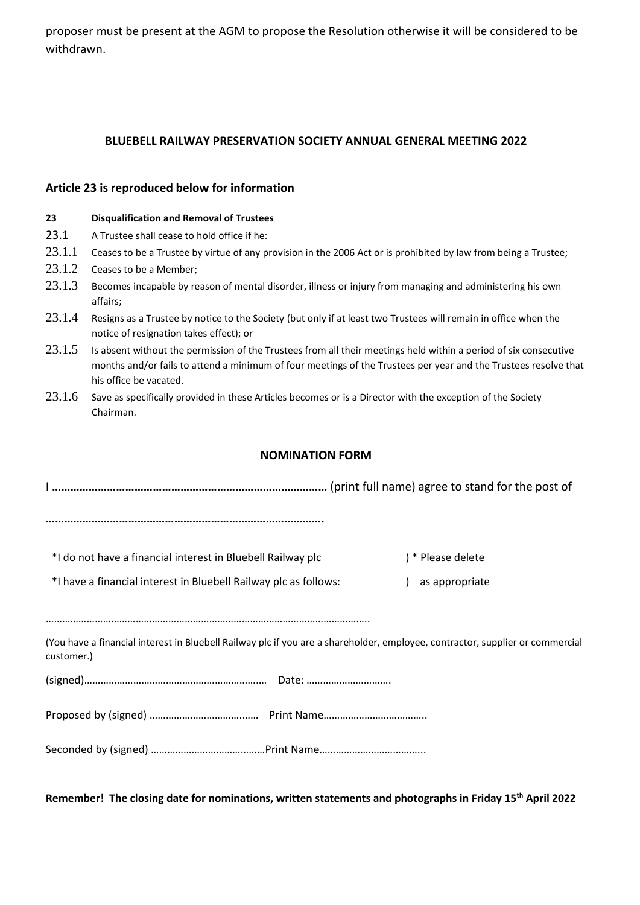proposer must be present at the AGM to propose the Resolution otherwise it will be considered to be withdrawn.

## BLUEBELL RAILWAY PRESERVATION SOCIETY ANNUAL GENERAL MEETING 2022

### Article 23 is reproduced below for information

**23 Disqualification and Removal of Trustees**

23.1 A Trustee shall cease to hold office if he:

23.1.1 Ceases to be a Trustee by virtue of any provision in the 2006 Act or is prohibited by law from being a Trustee;

23.1.2 Ceases to be a Member;

23.1.3 Becomes incapable by reason of mental disorder, illness or injury from managing and administering his own affairs;

23.1.4 Resigns as a Trustee by notice to the Society (but only if at least two Trustees will remain in office when the notice of resignation takes effect); or

23.1.5 Is absent without the permission of the Trustees from all their meetings held within a period of six consecutive months and/or fails to attend a minimum of four meetings of the Trustees per year and the Trustees resolve that his office be vacated.

23.1.6 Save as specifically provided in these Articles becomes or is a Director with the exception of the Society Chairman.

## NOMINATION FORM

I **……………………………………………………………………………** (print full name) agree to stand for the post of

**…………………………………………………………………………….**

*I do not have a financial interest in Bluebell Railway plc ) * Please delete

*I have a financial interest in Bluebell Railway plc as follows: ) as appropriate

………………………………………………………………………………………………………..

(You have a financial interest in Bluebell Railway plc if you are a shareholder, employee, contractor, supplier or commercial customer.)

(signed)………………………………………………………… Date: ………………………….

Proposed by (signed) ……………………………….… Print Name………………………………..

Seconded by (signed) ……………………………………Print Name………………………………...

**Remember! The closing date for nominations, written statements and photographs in Friday 15th April 2022**